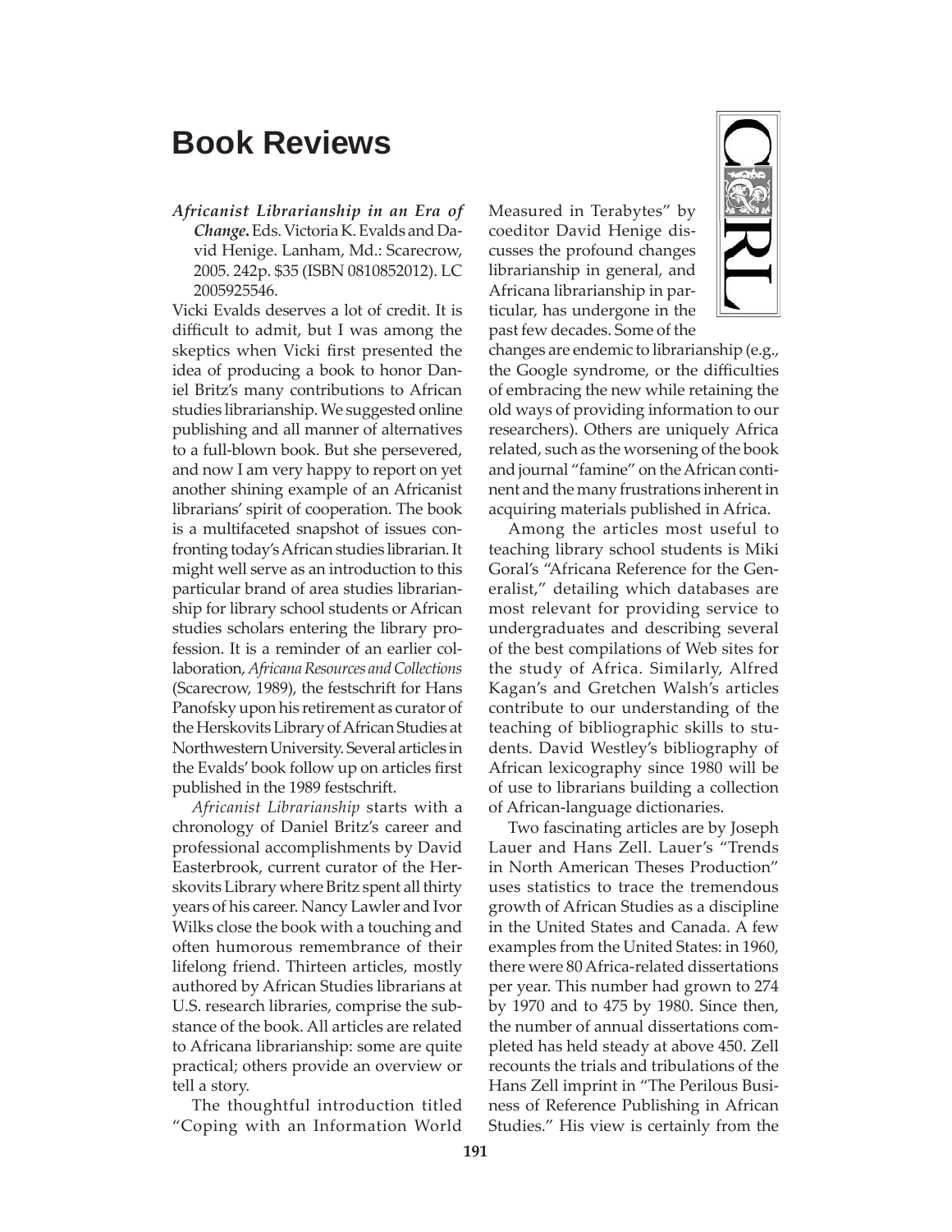# Book Reviews

***Africanist Librarianship in an Era of Change.*** Eds. Victoria K. Evalds and David Henige. Lanham, Md.: Scarecrow, 2005. 242p. $35 (ISBN 0810852012). LC 2005925546.

Vicki Evalds deserves a lot of credit. It is difficult to admit, but I was among the skeptics when Vicki first presented the idea of producing a book to honor Daniel Britz's many contributions to African studies librarianship. We suggested online publishing and all manner of alternatives to a full-blown book. But she persevered, and now I am very happy to report on yet another shining example of an Africanist librarians' spirit of cooperation. The book is a multifaceted snapshot of issues confronting today's African studies librarian. It might well serve as an introduction to this particular brand of area studies librarianship for library school students or African studies scholars entering the library profession. It is a reminder of an earlier collaboration, *Africana Resources and Collections* (Scarecrow, 1989), the festschrift for Hans Panofsky upon his retirement as curator of the Herskovits Library of African Studies at Northwestern University. Several articles in the Evalds' book follow up on articles first published in the 1989 festschrift.

*Africanist Librarianship* starts with a chronology of Daniel Britz's career and professional accomplishments by David Easterbrook, current curator of the Herskovits Library where Britz spent all thirty years of his career. Nancy Lawler and Ivor Wilks close the book with a touching and often humorous remembrance of their lifelong friend. Thirteen articles, mostly authored by African Studies librarians at U.S. research libraries, comprise the substance of the book. All articles are related to Africana librarianship: some are quite practical; others provide an overview or tell a story.

The thoughtful introduction titled "Coping with an Information World Measured in Terabytes" by coeditor David Henige discusses the profound changes librarianship in general, and Africana librarianship in particular, has undergone in the past few decades. Some of the changes are endemic to librarianship (e.g., the Google syndrome, or the difficulties of embracing the new while retaining the old ways of providing information to our researchers). Others are uniquely Africa related, such as the worsening of the book and journal "famine" on the African continent and the many frustrations inherent in acquiring materials published in Africa.

Among the articles most useful to teaching library school students is Miki Goral's "Africana Reference for the Generalist," detailing which databases are most relevant for providing service to undergraduates and describing several of the best compilations of Web sites for the study of Africa. Similarly, Alfred Kagan's and Gretchen Walsh's articles contribute to our understanding of the teaching of bibliographic skills to students. David Westley's bibliography of African lexicography since 1980 will be of use to librarians building a collection of African-language dictionaries.

Two fascinating articles are by Joseph Lauer and Hans Zell. Lauer's "Trends in North American Theses Production" uses statistics to trace the tremendous growth of African Studies as a discipline in the United States and Canada. A few examples from the United States: in 1960, there were 80 Africa-related dissertations per year. This number had grown to 274 by 1970 and to 475 by 1980. Since then, the number of annual dissertations completed has held steady at above 450. Zell recounts the trials and tribulations of the Hans Zell imprint in "The Perilous Business of Reference Publishing in African Studies." His view is certainly from the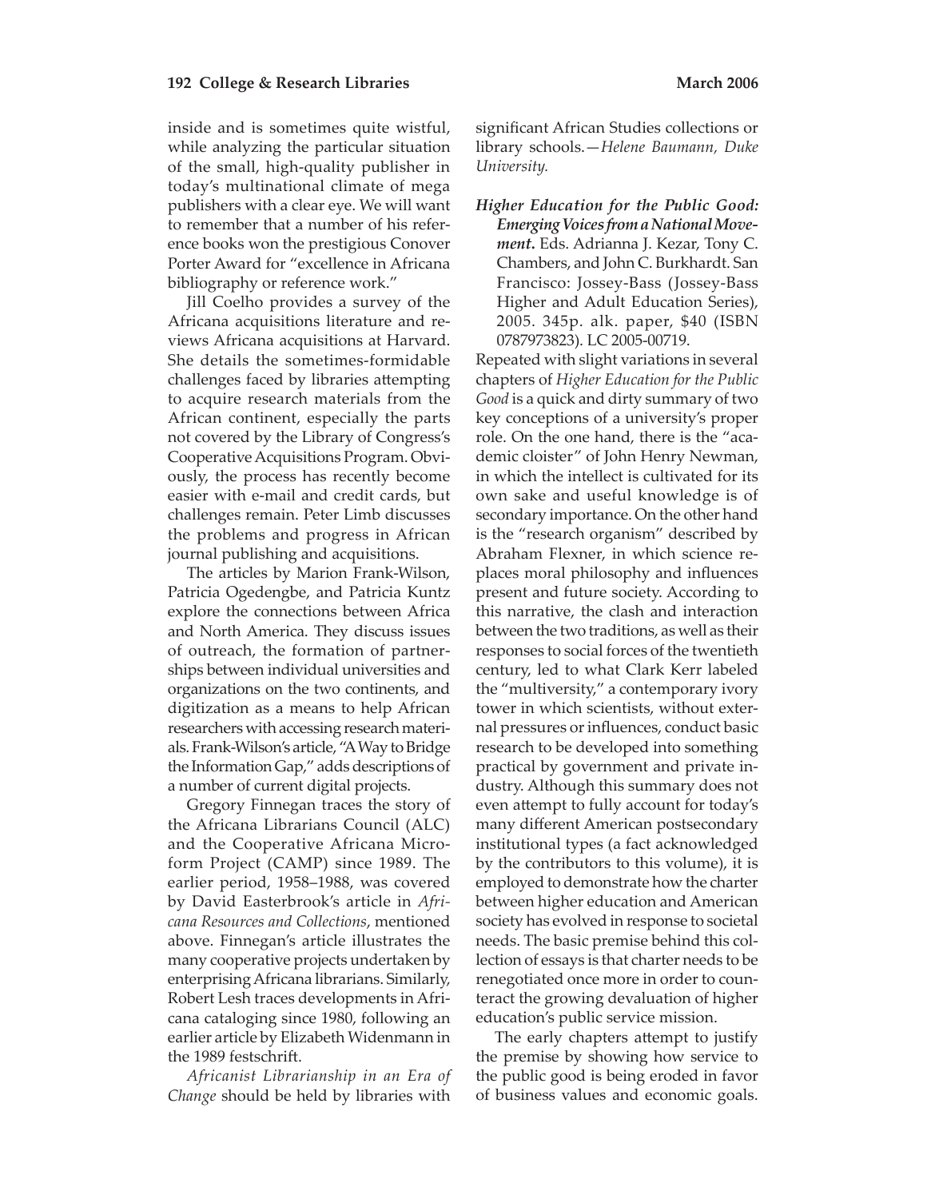inside and is sometimes quite wistful, while analyzing the particular situation of the small, high-quality publisher in today's multinational climate of mega publishers with a clear eye. We will want to remember that a number of his reference books won the prestigious Conover Porter Award for "excellence in Africana bibliography or reference work."

Jill Coelho provides a survey of the Africana acquisitions literature and reviews Africana acquisitions at Harvard. She details the sometimes-formidable challenges faced by libraries attempting to acquire research materials from the African continent, especially the parts not covered by the Library of Congress's Cooperative Acquisitions Program. Obviously, the process has recently become easier with e-mail and credit cards, but challenges remain. Peter Limb discusses the problems and progress in African journal publishing and acquisitions.

The articles by Marion Frank-Wilson, Patricia Ogedengbe, and Patricia Kuntz explore the connections between Africa and North America. They discuss issues of outreach, the formation of partnerships between individual universities and organizations on the two continents, and digitization as a means to help African researchers with accessing research materials. Frank-Wilson's article, "A Way to Bridge the Information Gap," adds descriptions of a number of current digital projects.

Gregory Finnegan traces the story of the Africana Librarians Council (ALC) and the Cooperative Africana Microform Project (CAMP) since 1989. The earlier period, 1958–1988, was covered by David Easterbrook's article in *Africana Resources and Collections*, mentioned above. Finnegan's article illustrates the many cooperative projects undertaken by enterprising Africana librarians. Similarly, Robert Lesh traces developments in Africana cataloging since 1980, following an earlier article by Elizabeth Widenmann in the 1989 festschrift.

*Africanist Librarianship in an Era of Change* should be held by libraries with significant African Studies collections or library schools.—*Helene Baumann, Duke University.*

***Higher Education for the Public Good: Emerging Voices from a National Movement.*** Eds. Adrianna J. Kezar, Tony C. Chambers, and John C. Burkhardt. San Francisco: Jossey-Bass (Jossey-Bass Higher and Adult Education Series), 2005. 345p. alk. paper, $40 (ISBN 0787973823). LC 2005-00719.

Repeated with slight variations in several chapters of *Higher Education for the Public Good* is a quick and dirty summary of two key conceptions of a university's proper role. On the one hand, there is the "academic cloister" of John Henry Newman, in which the intellect is cultivated for its own sake and useful knowledge is of secondary importance. On the other hand is the "research organism" described by Abraham Flexner, in which science replaces moral philosophy and influences present and future society. According to this narrative, the clash and interaction between the two traditions, as well as their responses to social forces of the twentieth century, led to what Clark Kerr labeled the "multiversity," a contemporary ivory tower in which scientists, without external pressures or influences, conduct basic research to be developed into something practical by government and private industry. Although this summary does not even attempt to fully account for today's many different American postsecondary institutional types (a fact acknowledged by the contributors to this volume), it is employed to demonstrate how the charter between higher education and American society has evolved in response to societal needs. The basic premise behind this collection of essays is that charter needs to be renegotiated once more in order to counteract the growing devaluation of higher education's public service mission.

The early chapters attempt to justify the premise by showing how service to the public good is being eroded in favor of business values and economic goals.